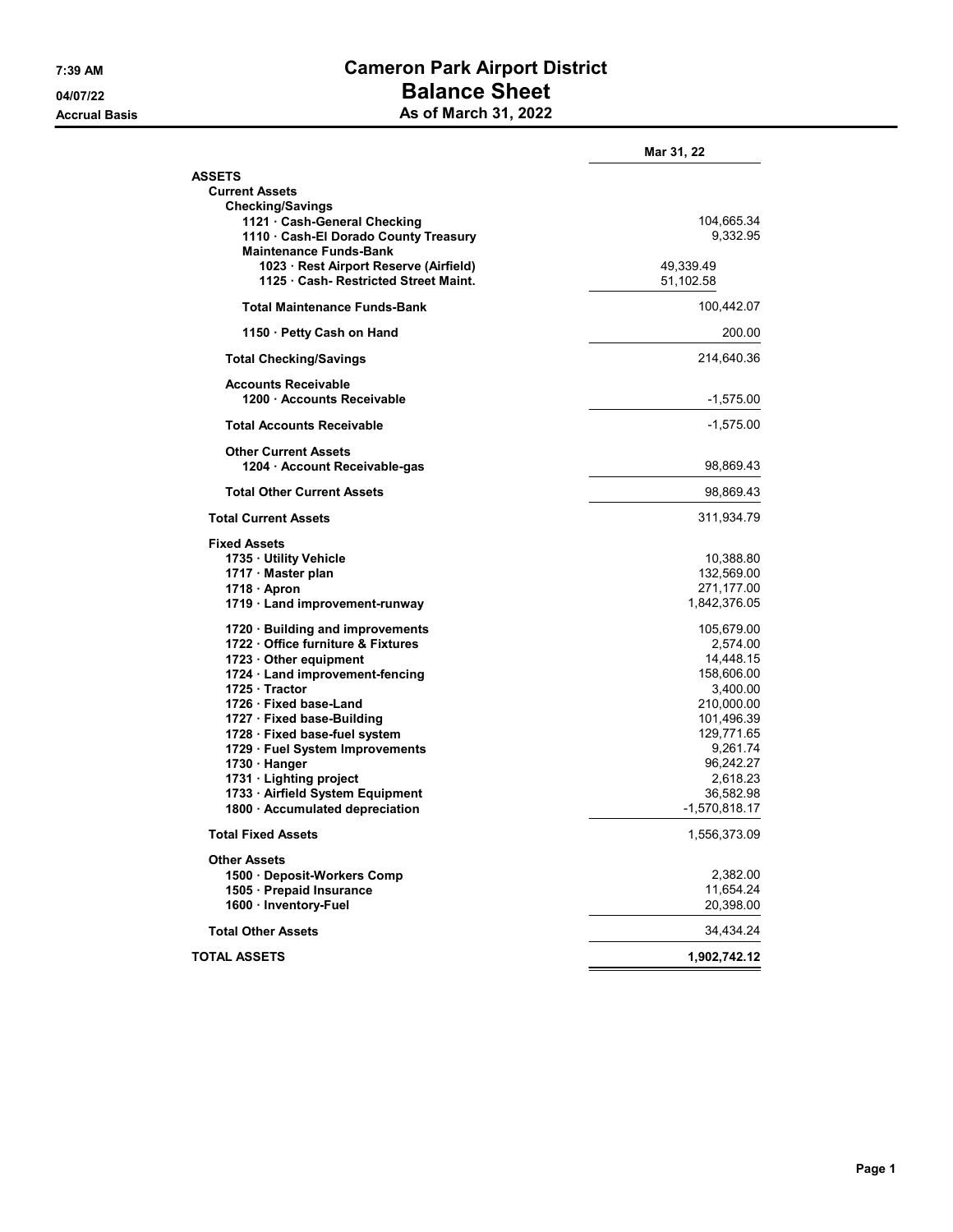# Cameron Park Airport District

## Balance Sheet

### As of March 31, 2022

7:39 AM
04/07/22
Accrual Basis

| | Mar 31, 22 |
|---|---|
| **ASSETS** | |
| **Current Assets** | |
| **Checking/Savings** | |
| 1121 · Cash-General Checking | 104,665.34 |
| 1110 · Cash-El Dorado County Treasury | 9,332.95 |
| **Maintenance Funds-Bank** | |
| 1023 · Rest Airport Reserve (Airfield) | 49,339.49 |
| 1125 · Cash- Restricted Street Maint. | 51,102.58 |
| **Total Maintenance Funds-Bank** | 100,442.07 |
| 1150 · Petty Cash on Hand | 200.00 |
| **Total Checking/Savings** | 214,640.36 |
| **Accounts Receivable** | |
| 1200 · Accounts Receivable | -1,575.00 |
| **Total Accounts Receivable** | -1,575.00 |
| **Other Current Assets** | |
| 1204 · Account Receivable-gas | 98,869.43 |
| **Total Other Current Assets** | 98,869.43 |
| **Total Current Assets** | 311,934.79 |
| **Fixed Assets** | |
| 1735 · Utility Vehicle | 10,388.80 |
| 1717 · Master plan | 132,569.00 |
| 1718 · Apron | 271,177.00 |
| 1719 · Land improvement-runway | 1,842,376.05 |
| 1720 · Building and improvements | 105,679.00 |
| 1722 · Office furniture & Fixtures | 2,574.00 |
| 1723 · Other equipment | 14,448.15 |
| 1724 · Land improvement-fencing | 158,606.00 |
| 1725 · Tractor | 3,400.00 |
| 1726 · Fixed base-Land | 210,000.00 |
| 1727 · Fixed base-Building | 101,496.39 |
| 1728 · Fixed base-fuel system | 129,771.65 |
| 1729 · Fuel System Improvements | 9,261.74 |
| 1730 · Hanger | 96,242.27 |
| 1731 · Lighting project | 2,618.23 |
| 1733 · Airfield System Equipment | 36,582.98 |
| 1800 · Accumulated depreciation | -1,570,818.17 |
| **Total Fixed Assets** | 1,556,373.09 |
| **Other Assets** | |
| 1500 · Deposit-Workers Comp | 2,382.00 |
| 1505 · Prepaid Insurance | 11,654.24 |
| 1600 · Inventory-Fuel | 20,398.00 |
| **Total Other Assets** | 34,434.24 |
| **TOTAL ASSETS** | **1,902,742.12** |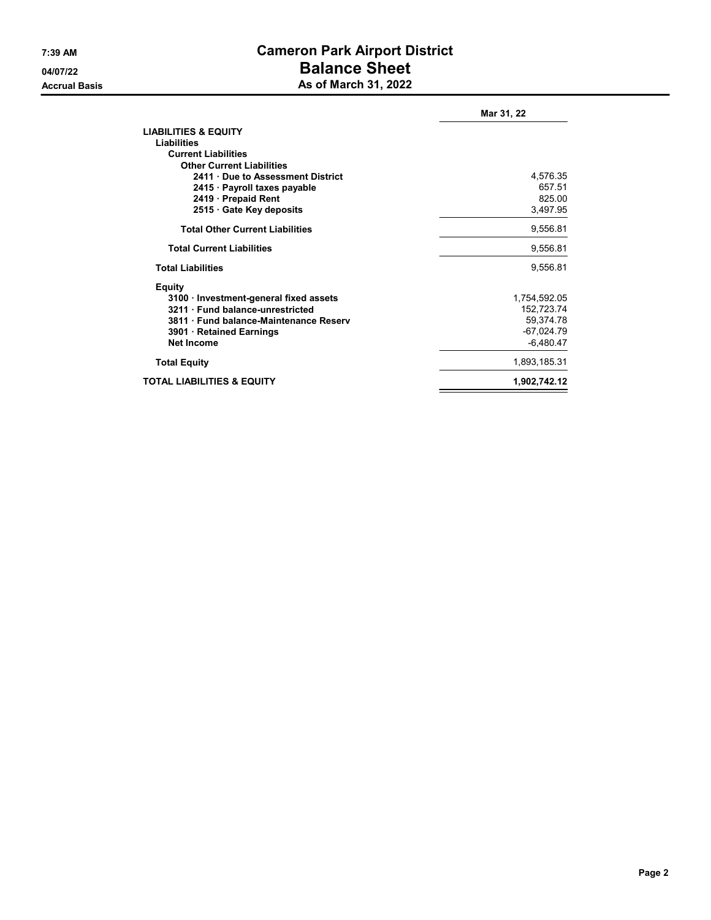# Cameron Park Airport District
## Balance Sheet
### As of March 31, 2022

7:39 AM
04/07/22
Accrual Basis

| | Mar 31, 22 |
|---|---|
| **LIABILITIES & EQUITY** | |
| **Liabilities** | |
| **Current Liabilities** | |
| **Other Current Liabilities** | |
| **2411 · Due to Assessment District** | 4,576.35 |
| **2415 · Payroll taxes payable** | 657.51 |
| **2419 · Prepaid Rent** | 825.00 |
| **2515 · Gate Key deposits** | 3,497.95 |
| **Total Other Current Liabilities** | 9,556.81 |
| **Total Current Liabilities** | 9,556.81 |
| **Total Liabilities** | 9,556.81 |
| **Equity** | |
| **3100 · Investment-general fixed assets** | 1,754,592.05 |
| **3211 · Fund balance-unrestricted** | 152,723.74 |
| **3811 · Fund balance-Maintenance Reserv** | 59,374.78 |
| **3901 · Retained Earnings** | -67,024.79 |
| **Net Income** | -6,480.47 |
| **Total Equity** | 1,893,185.31 |
| **TOTAL LIABILITIES & EQUITY** | **1,902,742.12** |